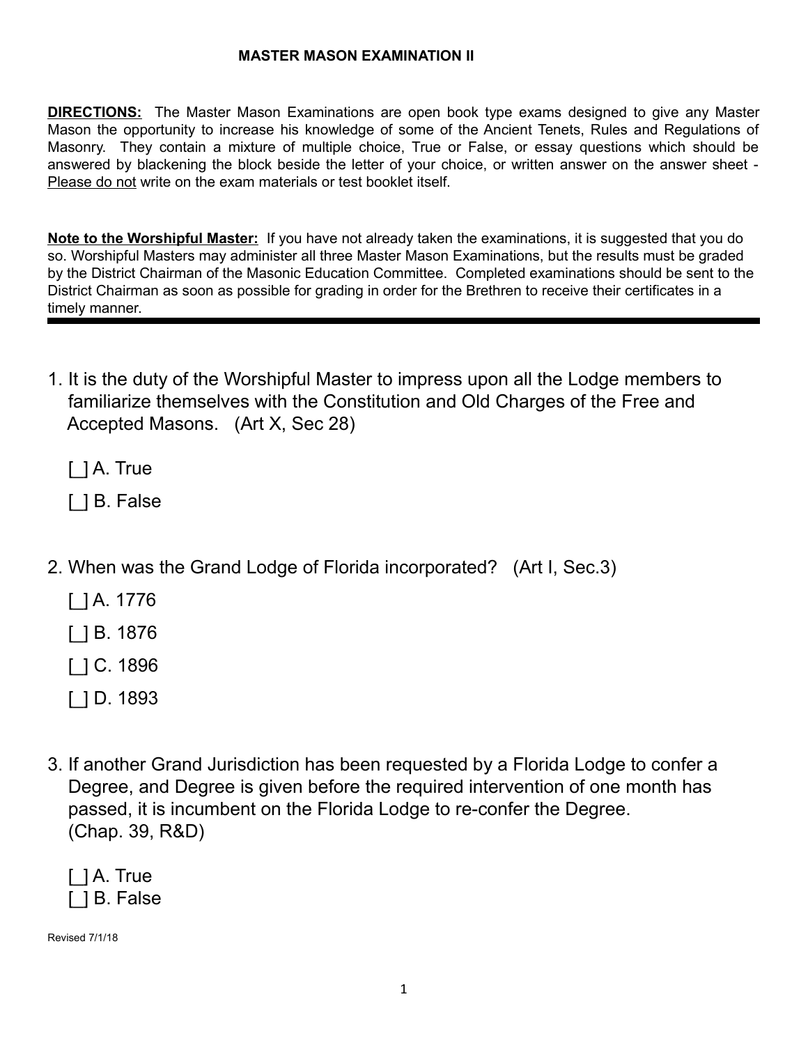# MASTER MASON EXAMINATION II

**<u>DIRECTIONS:</u>** The Master Mason Examinations are open book type exams designed to give any Master Mason the opportunity to increase his knowledge of some of the Ancient Tenets, Rules and Regulations of Masonry. They contain a mixture of multiple choice, True or False, or essay questions which should be answered by blackening the block beside the letter of your choice, or written answer on the answer sheet - <u>Please do not</u> write on the exam materials or test booklet itself.

**<u>Note to the Worshipful Master:</u>** If you have not already taken the examinations, it is suggested that you do so. Worshipful Masters may administer all three Master Mason Examinations, but the results must be graded by the District Chairman of the Masonic Education Committee. Completed examinations should be sent to the District Chairman as soon as possible for grading in order for the Brethren to receive their certificates in a timely manner.

---

1. It is the duty of the Worshipful Master to impress upon all the Lodge members to familiarize themselves with the Constitution and Old Charges of the Free and Accepted Masons. (Art X, Sec 28)

   [ ] A. True

   [ ] B. False

2. When was the Grand Lodge of Florida incorporated? (Art I, Sec.3)

   [ ] A. 1776

   [ ] B. 1876

   [ ] C. 1896

   [ ] D. 1893

3. If another Grand Jurisdiction has been requested by a Florida Lodge to confer a Degree, and Degree is given before the required intervention of one month has passed, it is incumbent on the Florida Lodge to re-confer the Degree. (Chap. 39, R&D)

   [ ] A. True
   [ ] B. False

Revised 7/1/18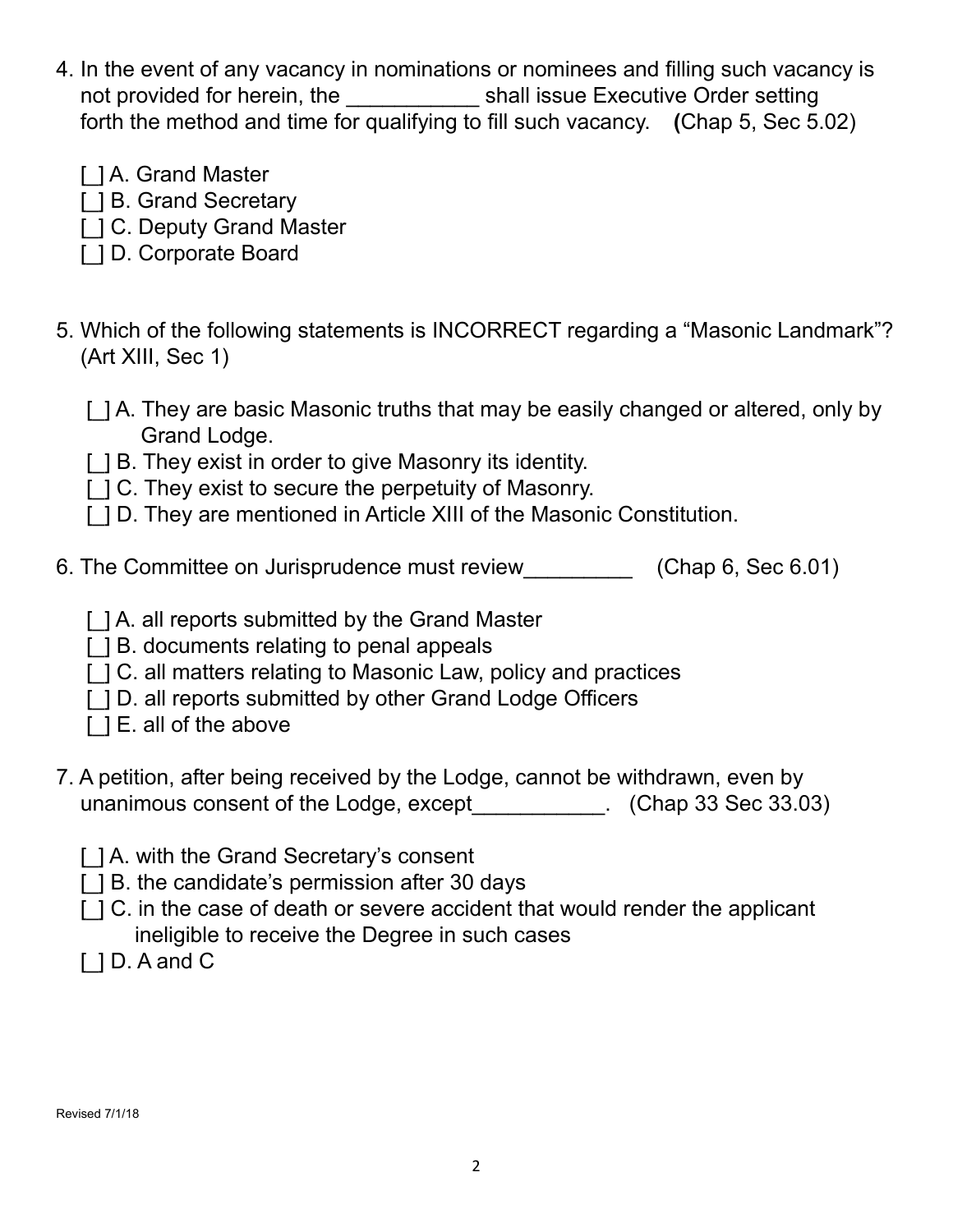4. In the event of any vacancy in nominations or nominees and filling such vacancy is not provided for herein, the ___________ shall issue Executive Order setting forth the method and time for qualifying to fill such vacancy. **(**Chap 5, Sec 5.02)

   [ ] A. Grand Master
   [ ] B. Grand Secretary
   [ ] C. Deputy Grand Master
   [ ] D. Corporate Board

5. Which of the following statements is INCORRECT regarding a "Masonic Landmark"? (Art XIII, Sec 1)

   [ ] A. They are basic Masonic truths that may be easily changed or altered, only by Grand Lodge.
   [ ] B. They exist in order to give Masonry its identity.
   [ ] C. They exist to secure the perpetuity of Masonry.
   [ ] D. They are mentioned in Article XIII of the Masonic Constitution.

6. The Committee on Jurisprudence must review_________ (Chap 6, Sec 6.01)

   [ ] A. all reports submitted by the Grand Master
   [ ] B. documents relating to penal appeals
   [ ] C. all matters relating to Masonic Law, policy and practices
   [ ] D. all reports submitted by other Grand Lodge Officers
   [ ] E. all of the above

7. A petition, after being received by the Lodge, cannot be withdrawn, even by unanimous consent of the Lodge, except___________. (Chap 33 Sec 33.03)

   [ ] A. with the Grand Secretary's consent
   [ ] B. the candidate's permission after 30 days
   [ ] C. in the case of death or severe accident that would render the applicant ineligible to receive the Degree in such cases
   [ ] D. A and C

Revised 7/1/18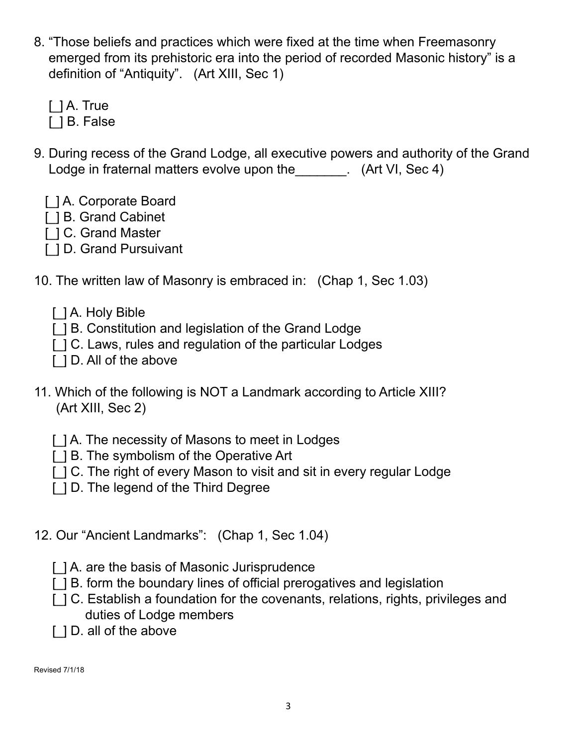8. “Those beliefs and practices which were fixed at the time when Freemasonry emerged from its prehistoric era into the period of recorded Masonic history” is a definition of “Antiquity”. (Art XIII, Sec 1)

   [ ] A. True
   [ ] B. False

9. During recess of the Grand Lodge, all executive powers and authority of the Grand Lodge in fraternal matters evolve upon the_______. (Art VI, Sec 4)

   [ ] A. Corporate Board
   [ ] B. Grand Cabinet
   [ ] C. Grand Master
   [ ] D. Grand Pursuivant

10. The written law of Masonry is embraced in: (Chap 1, Sec 1.03)

   [ ] A. Holy Bible
   [ ] B. Constitution and legislation of the Grand Lodge
   [ ] C. Laws, rules and regulation of the particular Lodges
   [ ] D. All of the above

11. Which of the following is NOT a Landmark according to Article XIII? (Art XIII, Sec 2)

   [ ] A. The necessity of Masons to meet in Lodges
   [ ] B. The symbolism of the Operative Art
   [ ] C. The right of every Mason to visit and sit in every regular Lodge
   [ ] D. The legend of the Third Degree

12. Our “Ancient Landmarks”: (Chap 1, Sec 1.04)

   [ ] A. are the basis of Masonic Jurisprudence
   [ ] B. form the boundary lines of official prerogatives and legislation
   [ ] C. Establish a foundation for the covenants, relations, rights, privileges and duties of Lodge members
   [ ] D. all of the above

Revised 7/1/18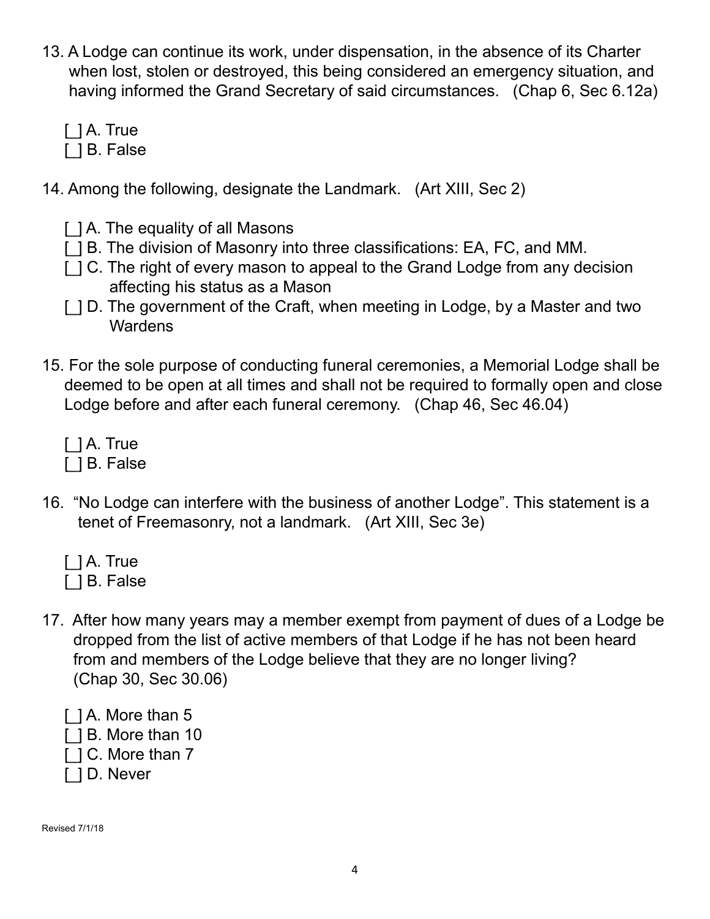13. A Lodge can continue its work, under dispensation, in the absence of its Charter when lost, stolen or destroyed, this being considered an emergency situation, and having informed the Grand Secretary of said circumstances. (Chap 6, Sec 6.12a)

    [ ] A. True
    [ ] B. False

14. Among the following, designate the Landmark. (Art XIII, Sec 2)

    [ ] A. The equality of all Masons
    [ ] B. The division of Masonry into three classifications: EA, FC, and MM.
    [ ] C. The right of every mason to appeal to the Grand Lodge from any decision affecting his status as a Mason
    [ ] D. The government of the Craft, when meeting in Lodge, by a Master and two Wardens

15. For the sole purpose of conducting funeral ceremonies, a Memorial Lodge shall be deemed to be open at all times and shall not be required to formally open and close Lodge before and after each funeral ceremony. (Chap 46, Sec 46.04)

    [ ] A. True
    [ ] B. False

16. "No Lodge can interfere with the business of another Lodge". This statement is a tenet of Freemasonry, not a landmark. (Art XIII, Sec 3e)

    [ ] A. True
    [ ] B. False

17. After how many years may a member exempt from payment of dues of a Lodge be dropped from the list of active members of that Lodge if he has not been heard from and members of the Lodge believe that they are no longer living? (Chap 30, Sec 30.06)

    [ ] A. More than 5
    [ ] B. More than 10
    [ ] C. More than 7
    [ ] D. Never

Revised 7/1/18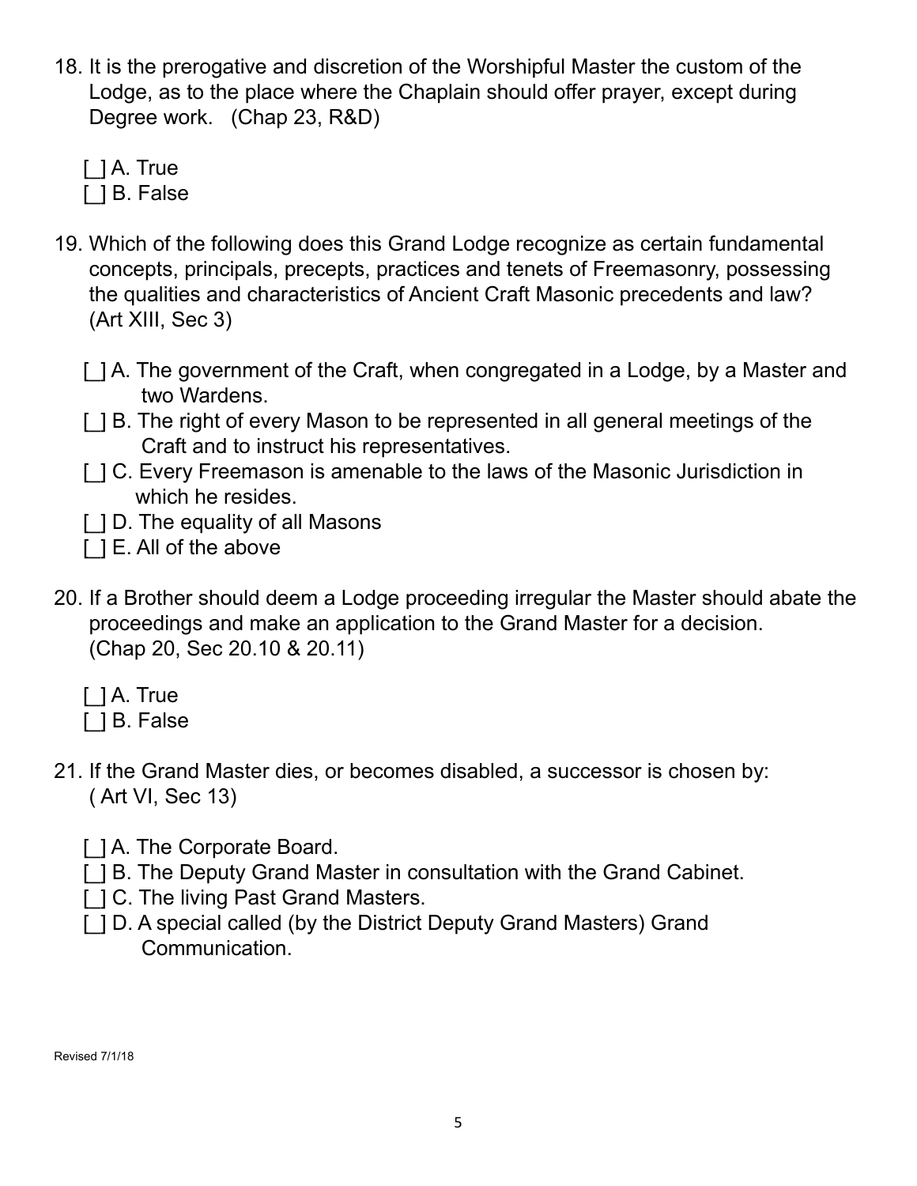18. It is the prerogative and discretion of the Worshipful Master the custom of the Lodge, as to the place where the Chaplain should offer prayer, except during Degree work. (Chap 23, R&D)

    [_] A. True
    [_] B. False

19. Which of the following does this Grand Lodge recognize as certain fundamental concepts, principals, precepts, practices and tenets of Freemasonry, possessing the qualities and characteristics of Ancient Craft Masonic precedents and law? (Art XIII, Sec 3)

    [_] A. The government of the Craft, when congregated in a Lodge, by a Master and two Wardens.
    [_] B. The right of every Mason to be represented in all general meetings of the Craft and to instruct his representatives.
    [_] C. Every Freemason is amenable to the laws of the Masonic Jurisdiction in which he resides.
    [_] D. The equality of all Masons
    [_] E. All of the above

20. If a Brother should deem a Lodge proceeding irregular the Master should abate the proceedings and make an application to the Grand Master for a decision. (Chap 20, Sec 20.10 & 20.11)

    [_] A. True
    [_] B. False

21. If the Grand Master dies, or becomes disabled, a successor is chosen by: ( Art VI, Sec 13)

    [_] A. The Corporate Board.
    [_] B. The Deputy Grand Master in consultation with the Grand Cabinet.
    [_] C. The living Past Grand Masters.
    [_] D. A special called (by the District Deputy Grand Masters) Grand Communication.

Revised 7/1/18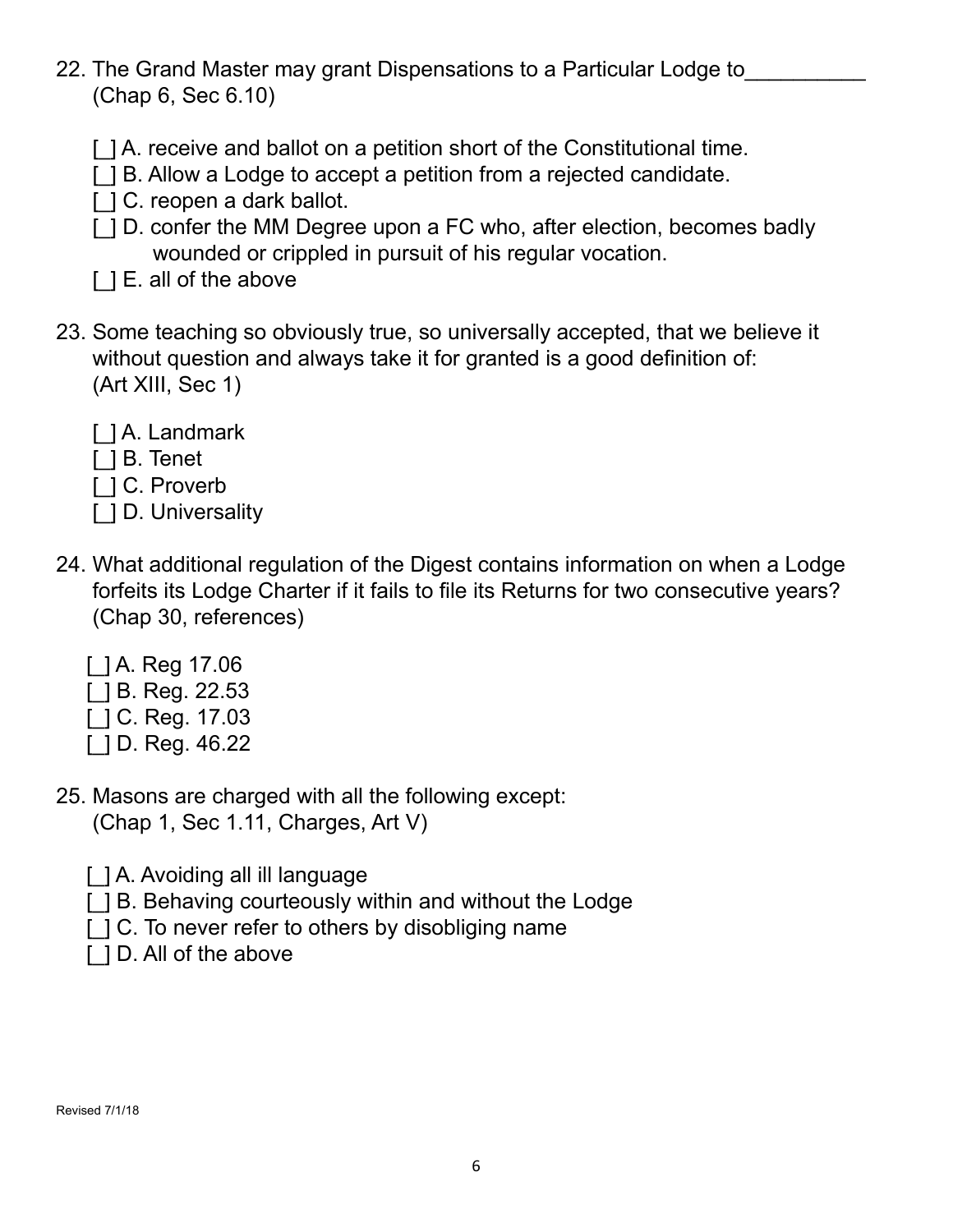22. The Grand Master may grant Dispensations to a Particular Lodge to__________ (Chap 6, Sec 6.10)

    [ ] A. receive and ballot on a petition short of the Constitutional time.
    [ ] B. Allow a Lodge to accept a petition from a rejected candidate.
    [ ] C. reopen a dark ballot.
    [ ] D. confer the MM Degree upon a FC who, after election, becomes badly wounded or crippled in pursuit of his regular vocation.
    [ ] E. all of the above

23. Some teaching so obviously true, so universally accepted, that we believe it without question and always take it for granted is a good definition of: (Art XIII, Sec 1)

    [ ] A. Landmark
    [ ] B. Tenet
    [ ] C. Proverb
    [ ] D. Universality

24. What additional regulation of the Digest contains information on when a Lodge forfeits its Lodge Charter if it fails to file its Returns for two consecutive years? (Chap 30, references)

    [ ] A. Reg 17.06
    [ ] B. Reg. 22.53
    [ ] C. Reg. 17.03
    [ ] D. Reg. 46.22

25. Masons are charged with all the following except: (Chap 1, Sec 1.11, Charges, Art V)

    [ ] A. Avoiding all ill language
    [ ] B. Behaving courteously within and without the Lodge
    [ ] C. To never refer to others by disobliging name
    [ ] D. All of the above

Revised 7/1/18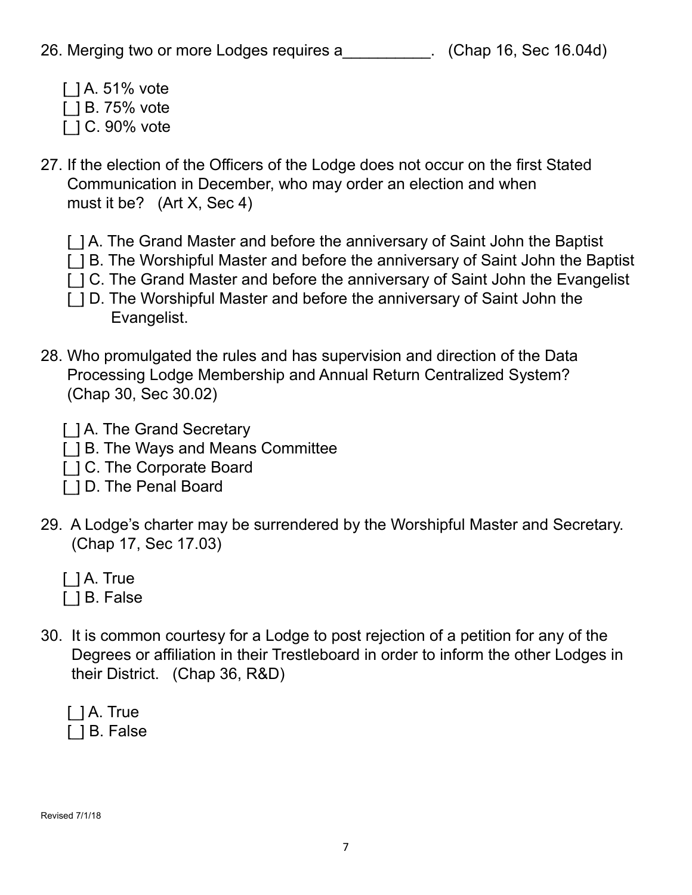26. Merging two or more Lodges requires a__________. (Chap 16, Sec 16.04d)

    [ ] A. 51% vote
    [ ] B. 75% vote
    [ ] C. 90% vote

27. If the election of the Officers of the Lodge does not occur on the first Stated Communication in December, who may order an election and when must it be? (Art X, Sec 4)

    [ ] A. The Grand Master and before the anniversary of Saint John the Baptist
    [ ] B. The Worshipful Master and before the anniversary of Saint John the Baptist
    [ ] C. The Grand Master and before the anniversary of Saint John the Evangelist
    [ ] D. The Worshipful Master and before the anniversary of Saint John the Evangelist.

28. Who promulgated the rules and has supervision and direction of the Data Processing Lodge Membership and Annual Return Centralized System? (Chap 30, Sec 30.02)

    [ ] A. The Grand Secretary
    [ ] B. The Ways and Means Committee
    [ ] C. The Corporate Board
    [ ] D. The Penal Board

29. A Lodge's charter may be surrendered by the Worshipful Master and Secretary. (Chap 17, Sec 17.03)

    [ ] A. True
    [ ] B. False

30. It is common courtesy for a Lodge to post rejection of a petition for any of the Degrees or affiliation in their Trestleboard in order to inform the other Lodges in their District. (Chap 36, R&D)

    [ ] A. True
    [ ] B. False

Revised 7/1/18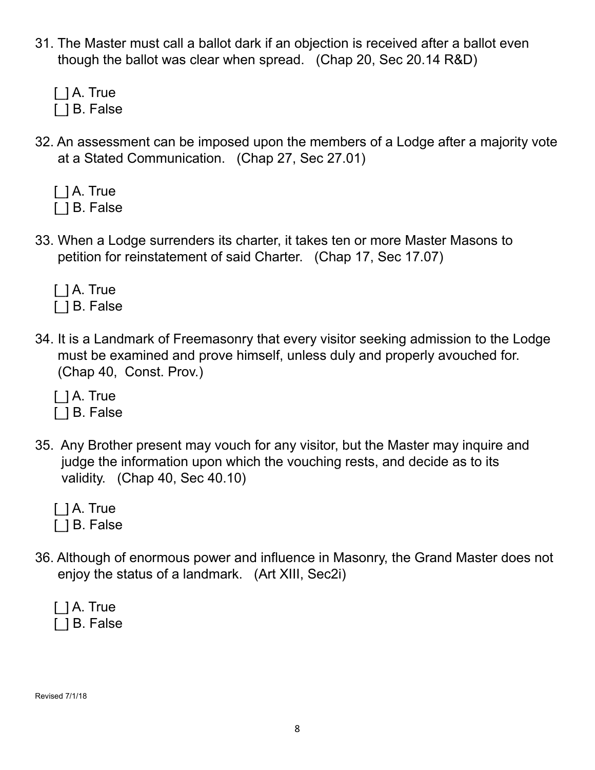31. The Master must call a ballot dark if an objection is received after a ballot even though the ballot was clear when spread.   (Chap 20, Sec 20.14 R&D)

    [ ] A. True
    [ ] B. False

32. An assessment can be imposed upon the members of a Lodge after a majority vote at a Stated Communication.   (Chap 27, Sec 27.01)

    [ ] A. True
    [ ] B. False

33. When a Lodge surrenders its charter, it takes ten or more Master Masons to petition for reinstatement of said Charter.   (Chap 17, Sec 17.07)

    [ ] A. True
    [ ] B. False

34. It is a Landmark of Freemasonry that every visitor seeking admission to the Lodge must be examined and prove himself, unless duly and properly avouched for. (Chap 40, Const. Prov.)

    [ ] A. True
    [ ] B. False

35. Any Brother present may vouch for any visitor, but the Master may inquire and judge the information upon which the vouching rests, and decide as to its validity.   (Chap 40, Sec 40.10)

    [ ] A. True
    [ ] B. False

36. Although of enormous power and influence in Masonry, the Grand Master does not enjoy the status of a landmark.   (Art XIII, Sec2i)

    [ ] A. True
    [ ] B. False

Revised 7/1/18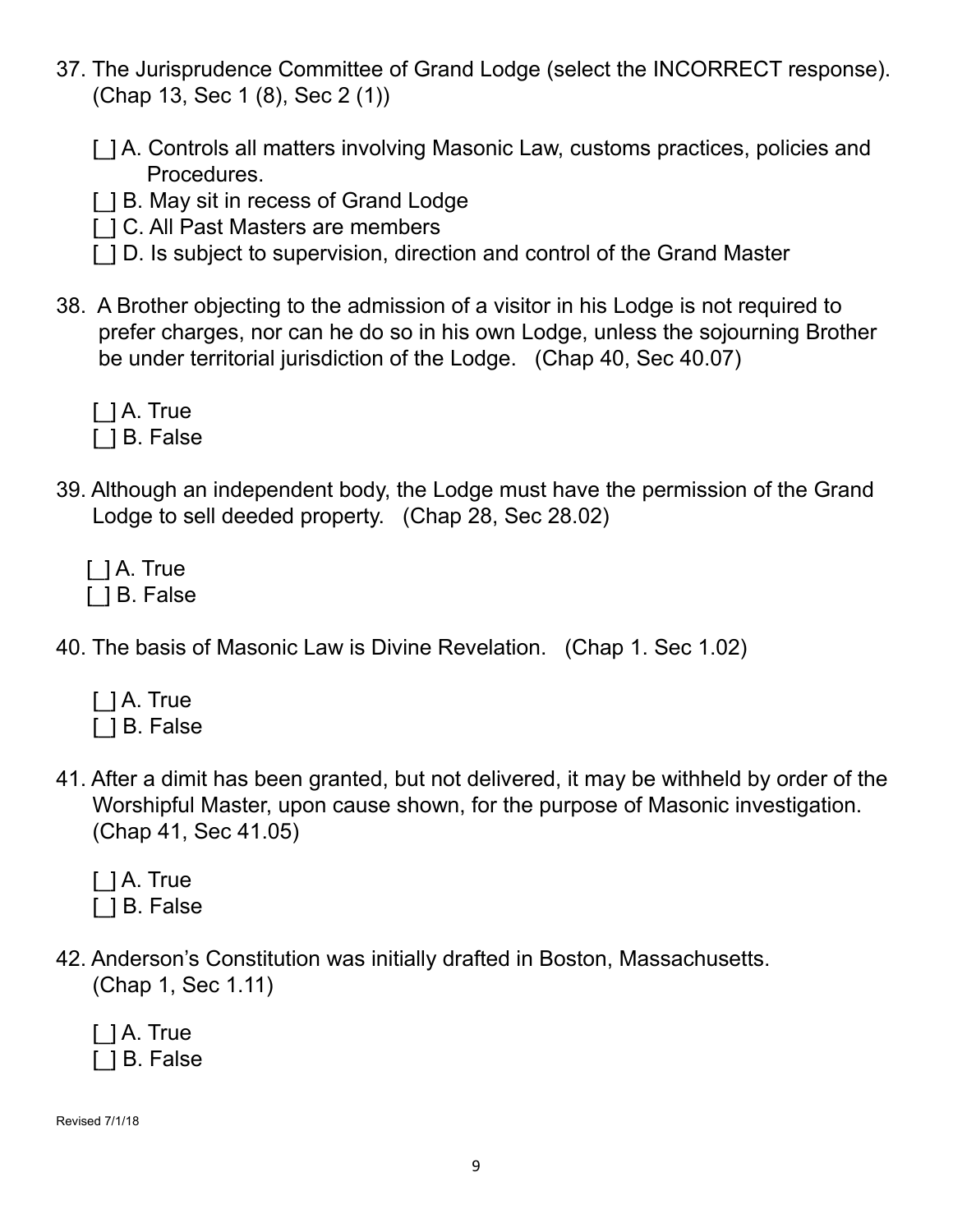37. The Jurisprudence Committee of Grand Lodge (select the INCORRECT response). (Chap 13, Sec 1 (8), Sec 2 (1))

    [ ] A. Controls all matters involving Masonic Law, customs practices, policies and Procedures.
    [ ] B. May sit in recess of Grand Lodge
    [ ] C. All Past Masters are members
    [ ] D. Is subject to supervision, direction and control of the Grand Master

38. A Brother objecting to the admission of a visitor in his Lodge is not required to prefer charges, nor can he do so in his own Lodge, unless the sojourning Brother be under territorial jurisdiction of the Lodge. (Chap 40, Sec 40.07)

    [ ] A. True
    [ ] B. False

39. Although an independent body, the Lodge must have the permission of the Grand Lodge to sell deeded property. (Chap 28, Sec 28.02)

    [ ] A. True
    [ ] B. False

40. The basis of Masonic Law is Divine Revelation. (Chap 1. Sec 1.02)

    [ ] A. True
    [ ] B. False

41. After a dimit has been granted, but not delivered, it may be withheld by order of the Worshipful Master, upon cause shown, for the purpose of Masonic investigation. (Chap 41, Sec 41.05)

    [ ] A. True
    [ ] B. False

42. Anderson's Constitution was initially drafted in Boston, Massachusetts. (Chap 1, Sec 1.11)

    [ ] A. True
    [ ] B. False

Revised 7/1/18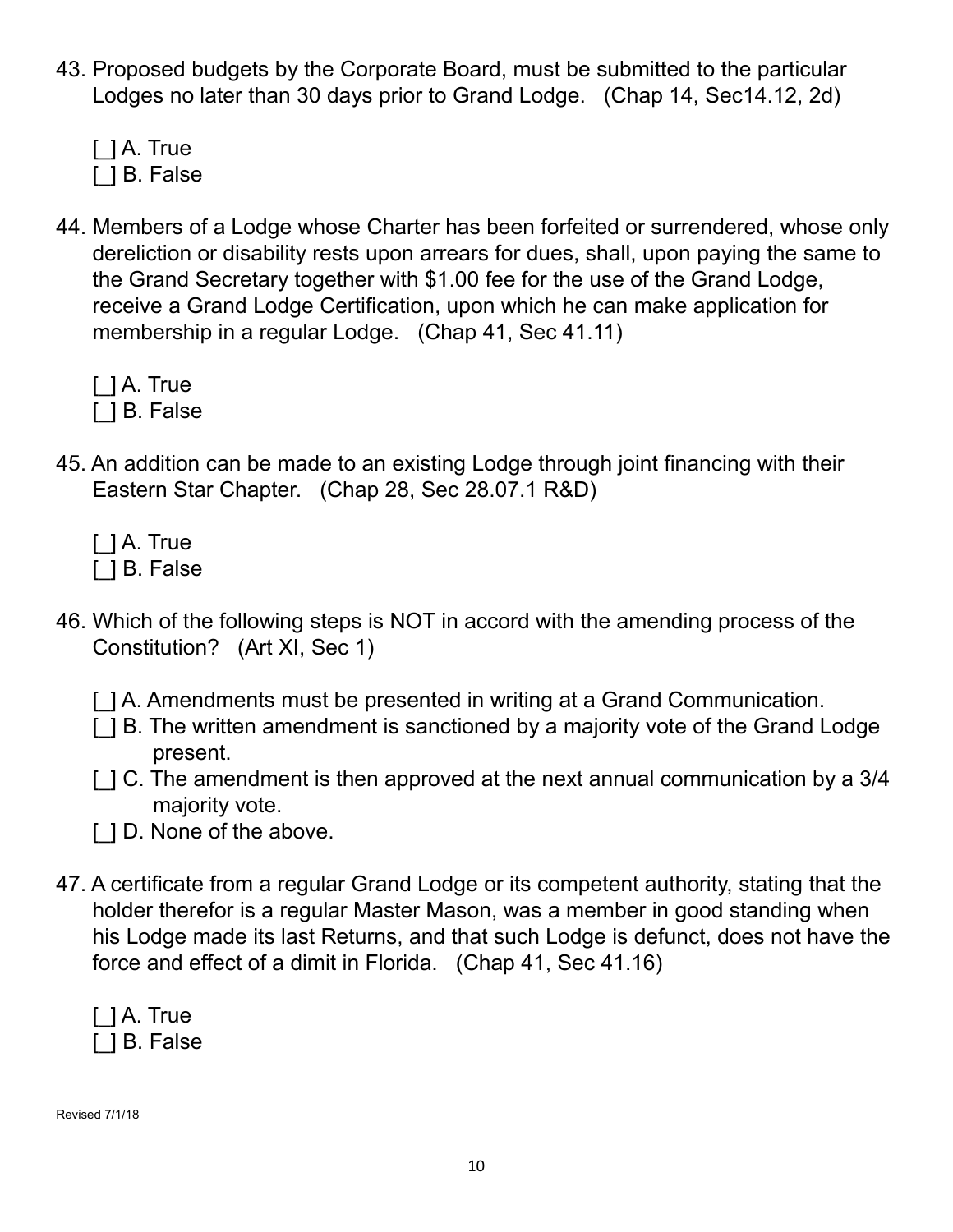43. Proposed budgets by the Corporate Board, must be submitted to the particular Lodges no later than 30 days prior to Grand Lodge. (Chap 14, Sec14.12, 2d)

   [ ] A. True
   [ ] B. False

44. Members of a Lodge whose Charter has been forfeited or surrendered, whose only dereliction or disability rests upon arrears for dues, shall, upon paying the same to the Grand Secretary together with $1.00 fee for the use of the Grand Lodge, receive a Grand Lodge Certification, upon which he can make application for membership in a regular Lodge. (Chap 41, Sec 41.11)

   [ ] A. True
   [ ] B. False

45. An addition can be made to an existing Lodge through joint financing with their Eastern Star Chapter. (Chap 28, Sec 28.07.1 R&D)

   [ ] A. True
   [ ] B. False

46. Which of the following steps is NOT in accord with the amending process of the Constitution? (Art XI, Sec 1)

   [ ] A. Amendments must be presented in writing at a Grand Communication.
   [ ] B. The written amendment is sanctioned by a majority vote of the Grand Lodge present.
   [ ] C. The amendment is then approved at the next annual communication by a 3/4 majority vote.
   [ ] D. None of the above.

47. A certificate from a regular Grand Lodge or its competent authority, stating that the holder therefor is a regular Master Mason, was a member in good standing when his Lodge made its last Returns, and that such Lodge is defunct, does not have the force and effect of a dimit in Florida. (Chap 41, Sec 41.16)

   [ ] A. True
   [ ] B. False

Revised 7/1/18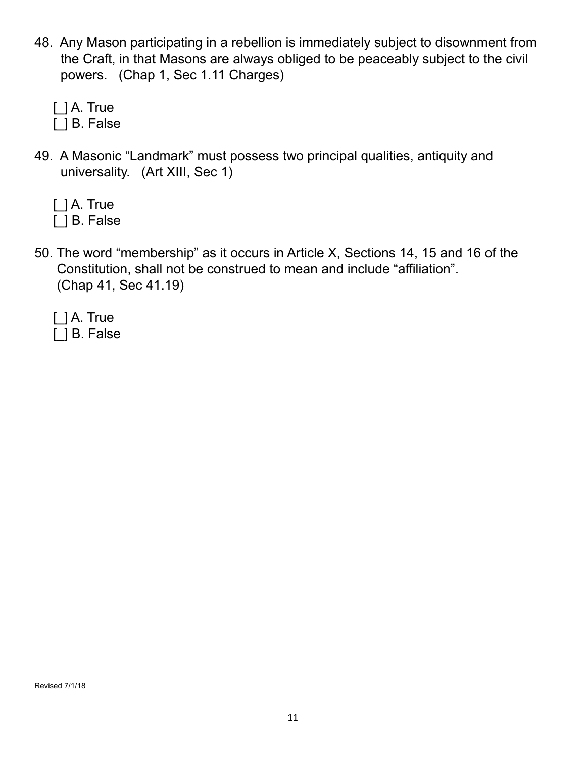48. Any Mason participating in a rebellion is immediately subject to disownment from the Craft, in that Masons are always obliged to be peaceably subject to the civil powers. (Chap 1, Sec 1.11 Charges)

    [ ] A. True
    [ ] B. False

49. A Masonic "Landmark" must possess two principal qualities, antiquity and universality. (Art XIII, Sec 1)

    [ ] A. True
    [ ] B. False

50. The word "membership" as it occurs in Article X, Sections 14, 15 and 16 of the Constitution, shall not be construed to mean and include "affiliation". (Chap 41, Sec 41.19)

    [ ] A. True
    [ ] B. False

Revised 7/1/18